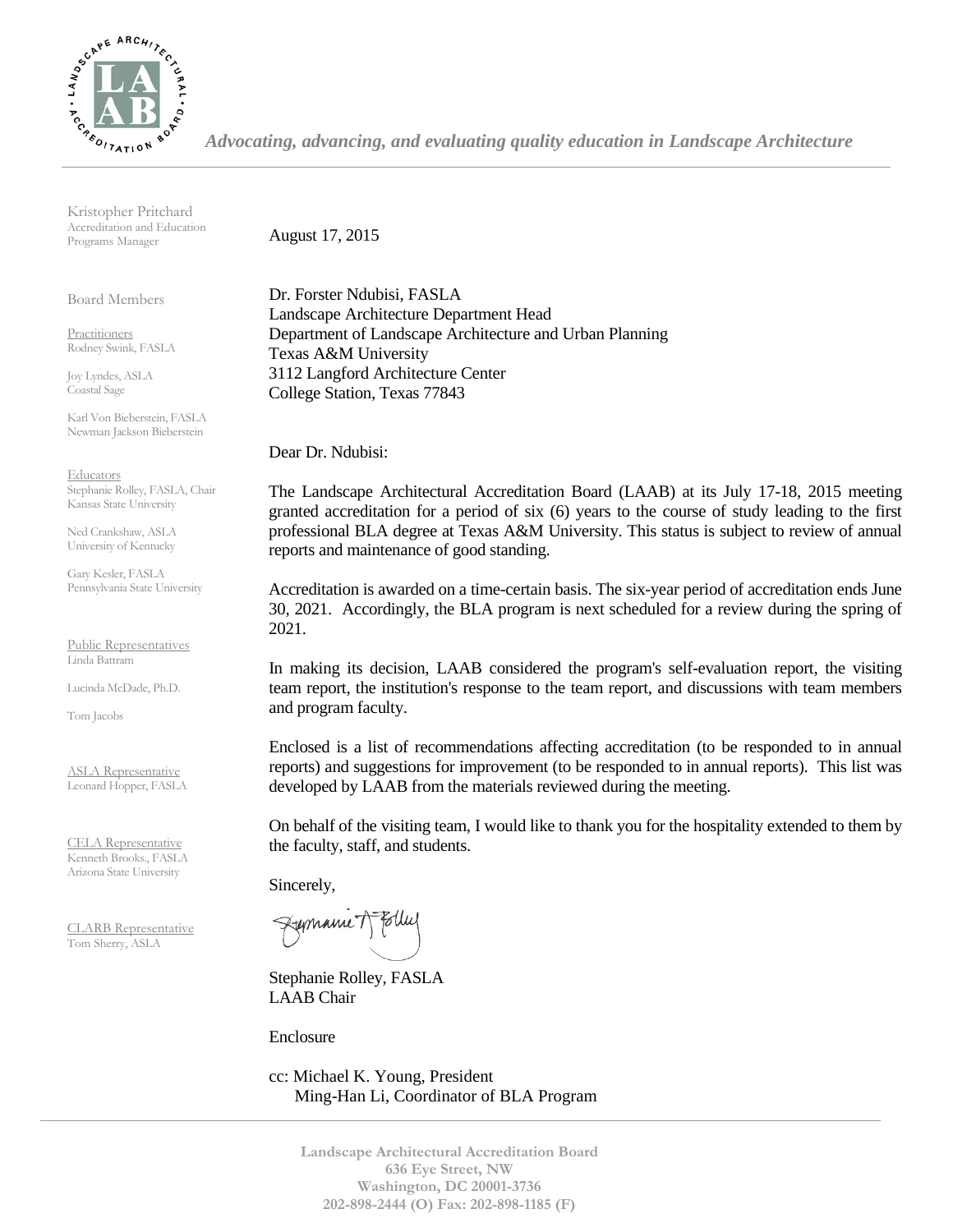*Advocating, advancing, and evaluating quality education in Landscape Architecture*

Kristopher Pritchard
Accreditation and Education Programs Manager

Board Members

Practitioners
Rodney Swink, FASLA

Joy Lyndes, ASLA
Coastal Sage

Karl Von Bieberstein, FASLA
Newman Jackson Bieberstein

Educators
Stephanie Rolley, FASLA, Chair
Kansas State University

Ned Crankshaw, ASLA
University of Kentucky

Gary Kesler, FASLA
Pennsylvania State University

Public Representatives
Linda Battram

Lucinda McDade, Ph.D.

Tom Jacobs

ASLA Representative
Leonard Hopper, FASLA

CELA Representative
Kenneth Brooks., FASLA
Arizona State University

CLARB Representative
Tom Sherry, ASLA

August 17, 2015

Dr. Forster Ndubisi, FASLA
Landscape Architecture Department Head
Department of Landscape Architecture and Urban Planning
Texas A&M University
3112 Langford Architecture Center
College Station, Texas 77843

Dear Dr. Ndubisi:

The Landscape Architectural Accreditation Board (LAAB) at its July 17-18, 2015 meeting granted accreditation for a period of six (6) years to the course of study leading to the first professional BLA degree at Texas A&M University. This status is subject to review of annual reports and maintenance of good standing.

Accreditation is awarded on a time-certain basis. The six-year period of accreditation ends June 30, 2021. Accordingly, the BLA program is next scheduled for a review during the spring of 2021.

In making its decision, LAAB considered the program's self-evaluation report, the visiting team report, the institution's response to the team report, and discussions with team members and program faculty.

Enclosed is a list of recommendations affecting accreditation (to be responded to in annual reports) and suggestions for improvement (to be responded to in annual reports). This list was developed by LAAB from the materials reviewed during the meeting.

On behalf of the visiting team, I would like to thank you for the hospitality extended to them by the faculty, staff, and students.

Sincerely,

Stephanie Rolley, FASLA
LAAB Chair

Enclosure

cc: Michael K. Young, President
Ming-Han Li, Coordinator of BLA Program

**Landscape Architectural Accreditation Board**
**636 Eye Street, NW**
**Washington, DC 20001-3736**
**202-898-2444 (O) Fax: 202-898-1185 (F)**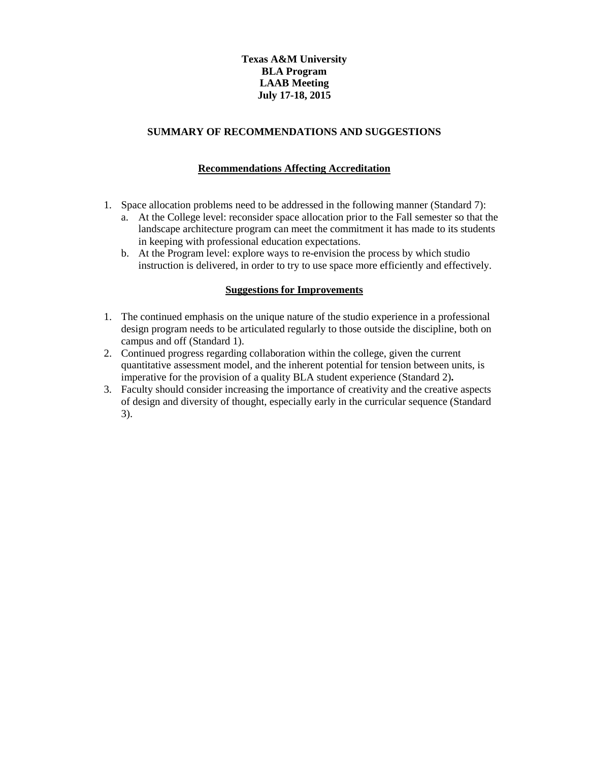**Texas A&M University**
**BLA Program**
**LAAB Meeting**
**July 17-18, 2015**

## SUMMARY OF RECOMMENDATIONS AND SUGGESTIONS

### Recommendations Affecting Accreditation

1. Space allocation problems need to be addressed in the following manner (Standard 7):
   a. At the College level: reconsider space allocation prior to the Fall semester so that the landscape architecture program can meet the commitment it has made to its students in keeping with professional education expectations.
   b. At the Program level: explore ways to re-envision the process by which studio instruction is delivered, in order to try to use space more efficiently and effectively.

### Suggestions for Improvements

1. The continued emphasis on the unique nature of the studio experience in a professional design program needs to be articulated regularly to those outside the discipline, both on campus and off (Standard 1).
2. Continued progress regarding collaboration within the college, given the current quantitative assessment model, and the inherent potential for tension between units, is imperative for the provision of a quality BLA student experience (Standard 2**).**
3. Faculty should consider increasing the importance of creativity and the creative aspects of design and diversity of thought, especially early in the curricular sequence (Standard 3).